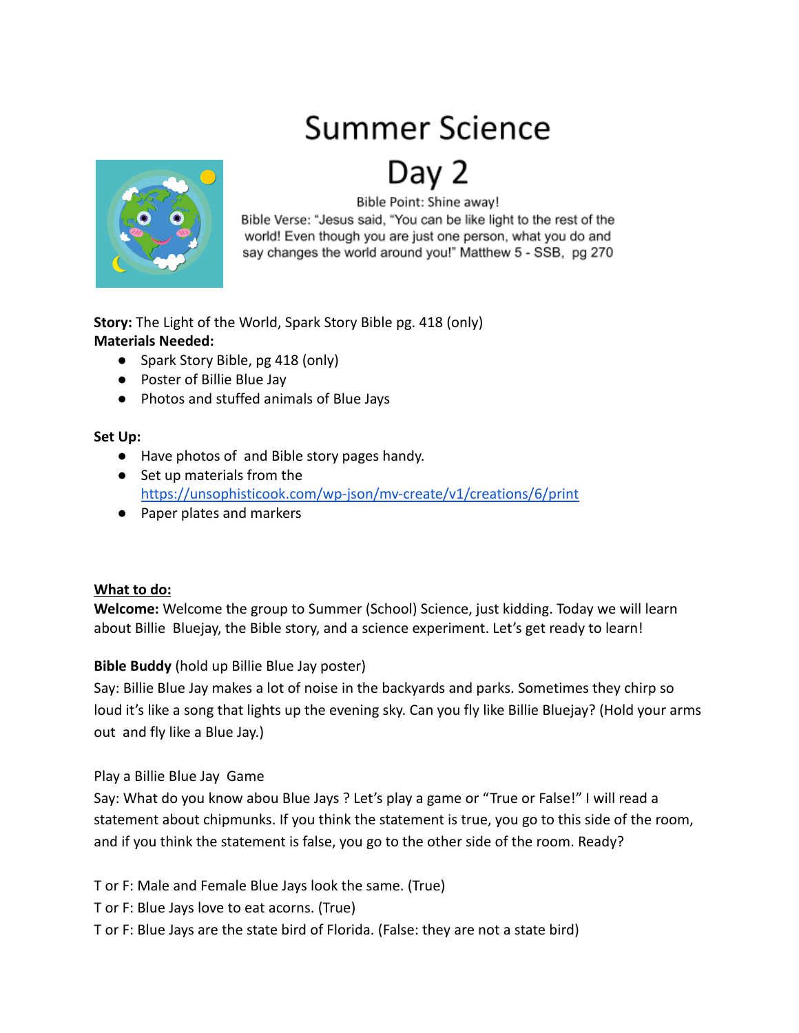# Summer Science

# Day 2

Bible Point: Shine away!

Bible Verse: "Jesus said, "You can be like light to the rest of the world! Even though you are just one person, what you do and say changes the world around you!" Matthew 5 - SSB, pg 270

**Story:** The Light of the World, Spark Story Bible pg. 418 (only)

**Materials Needed:**

- Spark Story Bible, pg 418 (only)
- Poster of Billie Blue Jay
- Photos and stuffed animals of Blue Jays

**Set Up:**

- Have photos of and Bible story pages handy.
- Set up materials from the https://unsophisticook.com/wp-json/mv-create/v1/creations/6/print
- Paper plates and markers

**What to do:**

**Welcome:** Welcome the group to Summer (School) Science, just kidding. Today we will learn about Billie Bluejay, the Bible story, and a science experiment. Let's get ready to learn!

**Bible Buddy** (hold up Billie Blue Jay poster)

Say: Billie Blue Jay makes a lot of noise in the backyards and parks. Sometimes they chirp so loud it's like a song that lights up the evening sky. Can you fly like Billie Bluejay? (Hold your arms out and fly like a Blue Jay.)

Play a Billie Blue Jay Game

Say: What do you know abou Blue Jays ? Let's play a game or "True or False!" I will read a statement about chipmunks. If you think the statement is true, you go to this side of the room, and if you think the statement is false, you go to the other side of the room. Ready?

T or F: Male and Female Blue Jays look the same. (True)

T or F: Blue Jays love to eat acorns. (True)

T or F: Blue Jays are the state bird of Florida. (False: they are not a state bird)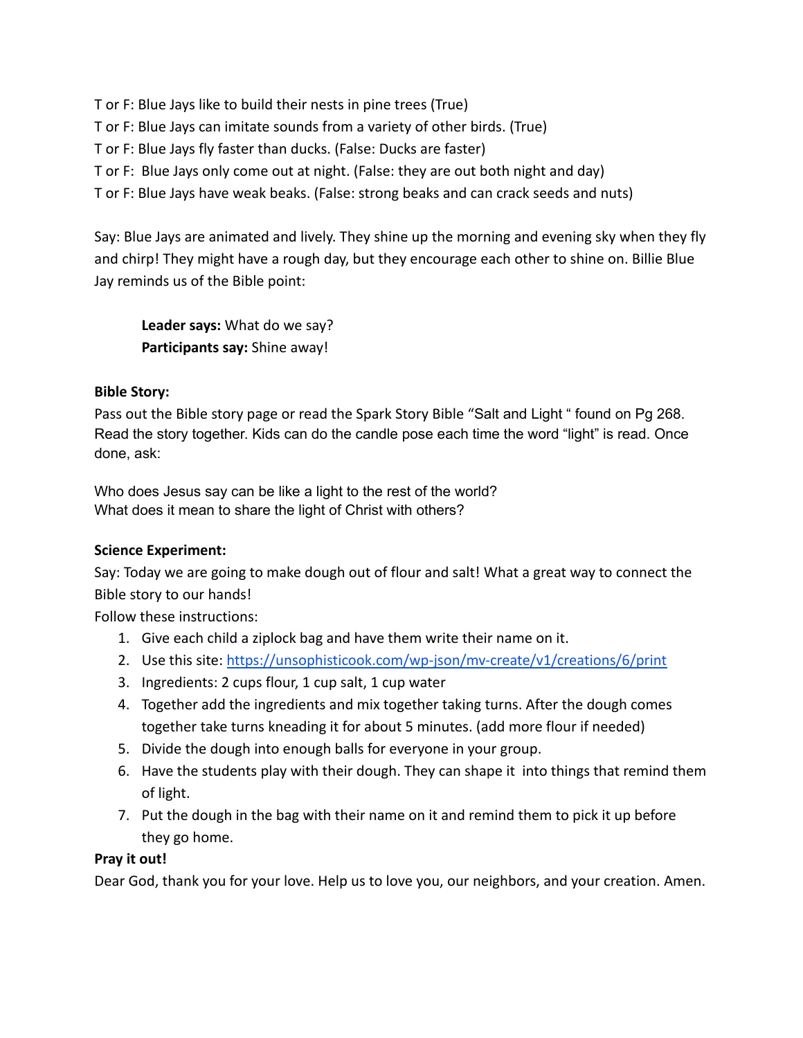T or F: Blue Jays like to build their nests in pine trees (True)
T or F: Blue Jays can imitate sounds from a variety of other birds. (True)
T or F: Blue Jays fly faster than ducks. (False: Ducks are faster)
T or F:  Blue Jays only come out at night. (False: they are out both night and day)
T or F: Blue Jays have weak beaks. (False: strong beaks and can crack seeds and nuts)

Say: Blue Jays are animated and lively. They shine up the morning and evening sky when they fly and chirp! They might have a rough day, but they encourage each other to shine on. Billie Blue Jay reminds us of the Bible point:

> **Leader says:** What do we say?
> **Participants say:** Shine away!

**Bible Story:**

Pass out the Bible story page or read the Spark Story Bible "Salt and Light " found on Pg 268. Read the story together. Kids can do the candle pose each time the word "light" is read. Once done, ask:

Who does Jesus say can be like a light to the rest of the world?
What does it mean to share the light of Christ with others?

**Science Experiment:**

Say: Today we are going to make dough out of flour and salt! What a great way to connect the Bible story to our hands!
Follow these instructions:

1. Give each child a ziplock bag and have them write their name on it.
2. Use this site: https://unsophisticook.com/wp-json/mv-create/v1/creations/6/print
3. Ingredients: 2 cups flour, 1 cup salt, 1 cup water
4. Together add the ingredients and mix together taking turns. After the dough comes together take turns kneading it for about 5 minutes. (add more flour if needed)
5. Divide the dough into enough balls for everyone in your group.
6. Have the students play with their dough. They can shape it  into things that remind them of light.
7. Put the dough in the bag with their name on it and remind them to pick it up before they go home.

**Pray it out!**

Dear God, thank you for your love. Help us to love you, our neighbors, and your creation. Amen.